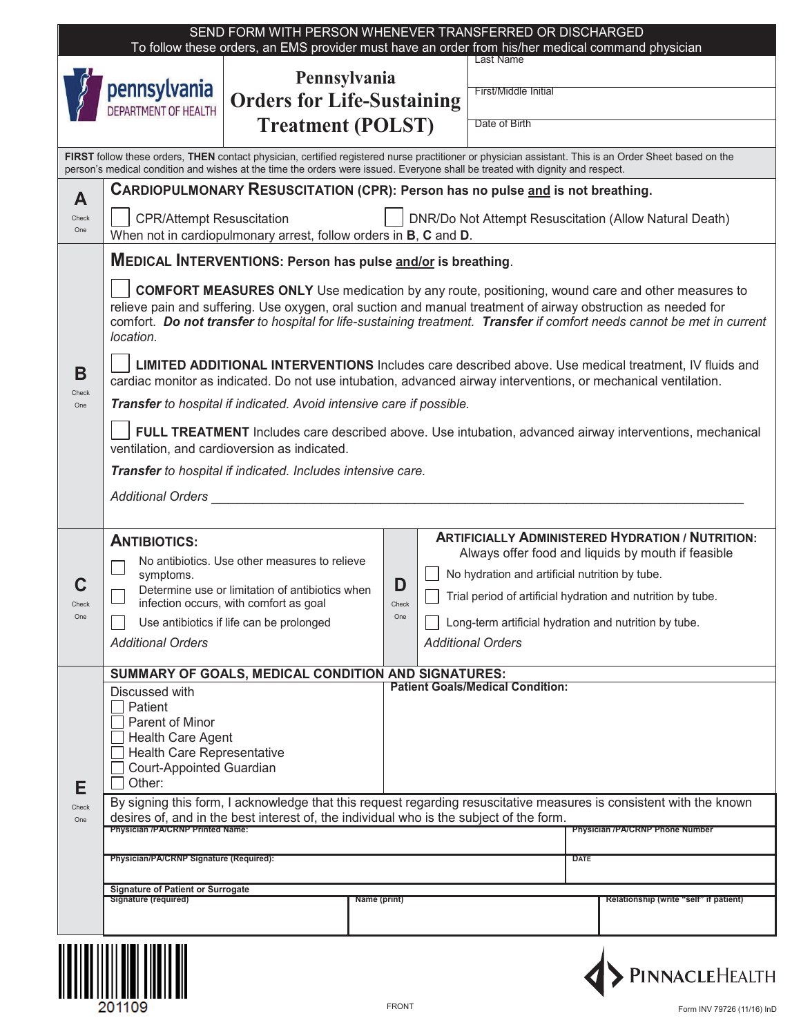SEND FORM WITH PERSON WHENEVER TRANSFERRED OR DISCHARGED

To follow these orders, an EMS provider must have an order from his/her medical command physician

pennsylvania DEPARTMENT OF HEALTH

# Pennsylvania Orders for Life-Sustaining Treatment (POLST)

Last Name

First/Middle Initial

Date of Birth

**FIRST** follow these orders, **THEN** contact physician, certified registered nurse practitioner or physician assistant. This is an Order Sheet based on the person's medical condition and wishes at the time the orders were issued. Everyone shall be treated with dignity and respect.

## A (Check One) — CARDIOPULMONARY RESUSCITATION (CPR): Person has no pulse and is not breathing.

☐ CPR/Attempt Resuscitation ☐ DNR/Do Not Attempt Resuscitation (Allow Natural Death)

When not in cardiopulmonary arrest, follow orders in **B**, **C** and **D**.

## B (Check One) — MEDICAL INTERVENTIONS: Person has pulse and/or is breathing.

☐ **COMFORT MEASURES ONLY** Use medication by any route, positioning, wound care and other measures to relieve pain and suffering. Use oxygen, oral suction and manual treatment of airway obstruction as needed for comfort. ***Do not transfer*** *to hospital for life-sustaining treatment.* ***Transfer*** *if comfort needs cannot be met in current location.*

☐ **LIMITED ADDITIONAL INTERVENTIONS** Includes care described above. Use medical treatment, IV fluids and cardiac monitor as indicated. Do not use intubation, advanced airway interventions, or mechanical ventilation.

***Transfer*** *to hospital if indicated. Avoid intensive care if possible.*

☐ **FULL TREATMENT** Includes care described above. Use intubation, advanced airway interventions, mechanical ventilation, and cardioversion as indicated.

***Transfer*** *to hospital if indicated. Includes intensive care.*

*Additional Orders* ___________________________________________

## C (Check One) — ANTIBIOTICS:

☐ No antibiotics. Use other measures to relieve symptoms.

☐ Determine use or limitation of antibiotics when infection occurs, with comfort as goal

☐ Use antibiotics if life can be prolonged

*Additional Orders*

## D (Check One) — ARTIFICIALLY ADMINISTERED HYDRATION / NUTRITION:

Always offer food and liquids by mouth if feasible

☐ No hydration and artificial nutrition by tube.

☐ Trial period of artificial hydration and nutrition by tube.

☐ Long-term artificial hydration and nutrition by tube.

*Additional Orders*

## E (Check One) — SUMMARY OF GOALS, MEDICAL CONDITION AND SIGNATURES:

Discussed with

☐ Patient
☐ Parent of Minor
☐ Health Care Agent
☐ Health Care Representative
☐ Court-Appointed Guardian
☐ Other:

**Patient Goals/Medical Condition:**

By signing this form, I acknowledge that this request regarding resuscitative measures is consistent with the known desires of, and in the best interest of, the individual who is the subject of the form.

| Physician /PA/CRNP Printed Name: | Physician /PA/CRNP Phone Number |
|---|---|
| **Physician/PA/CRNP Signature (Required):** | **DATE** |

**Signature of Patient or Surrogate**

| Signature (required) | Name (print) | Relationship (write "self" if patient) |
|---|---|---|
| | | |

201109

FRONT

PINNACLEHEALTH

Form INV 79726 (11/16) InD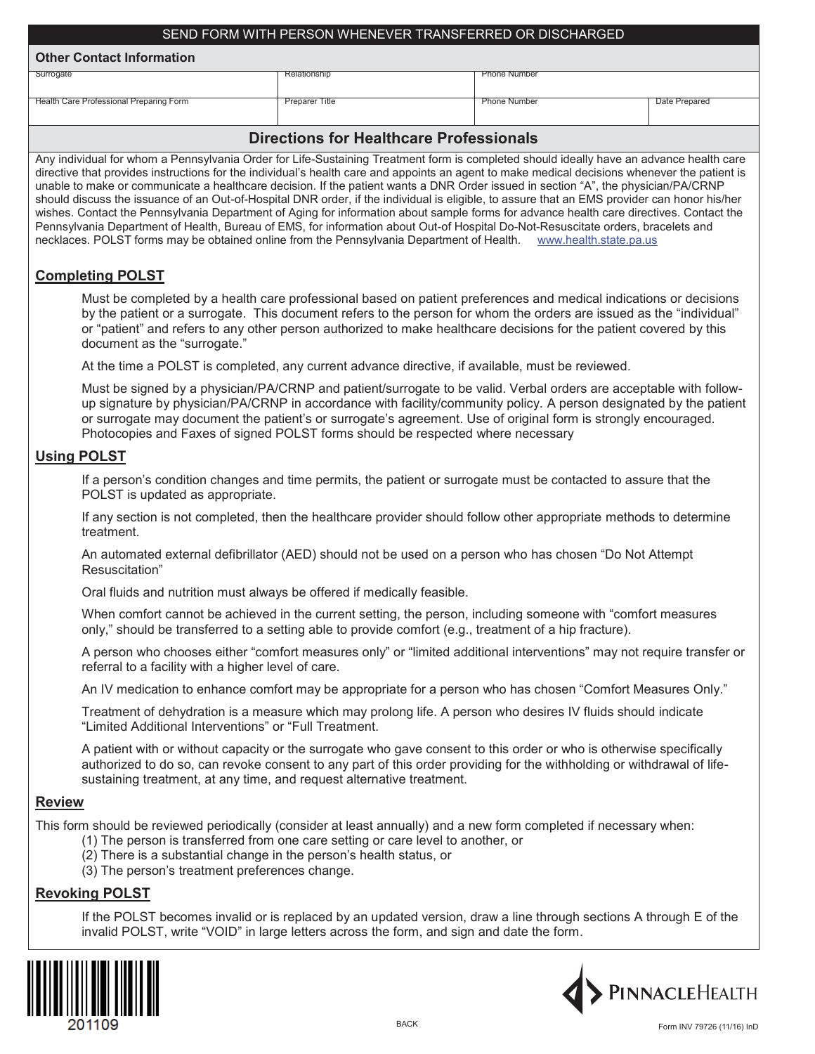SEND FORM WITH PERSON WHENEVER TRANSFERRED OR DISCHARGED

## Other Contact Information

| Surrogate | Relationship | Phone Number | |
|---|---|---|---|
| Health Care Professional Preparing Form | Preparer Title | Phone Number | Date Prepared |

## Directions for Healthcare Professionals

Any individual for whom a Pennsylvania Order for Life-Sustaining Treatment form is completed should ideally have an advance health care directive that provides instructions for the individual's health care and appoints an agent to make medical decisions whenever the patient is unable to make or communicate a healthcare decision. If the patient wants a DNR Order issued in section "A", the physician/PA/CRNP should discuss the issuance of an Out-of-Hospital DNR order, if the individual is eligible, to assure that an EMS provider can honor his/her wishes. Contact the Pennsylvania Department of Aging for information about sample forms for advance health care directives. Contact the Pennsylvania Department of Health, Bureau of EMS, for information about Out-of Hospital Do-Not-Resuscitate orders, bracelets and necklaces. POLST forms may be obtained online from the Pennsylvania Department of Health. www.health.state.pa.us

### Completing POLST

Must be completed by a health care professional based on patient preferences and medical indications or decisions by the patient or a surrogate. This document refers to the person for whom the orders are issued as the "individual" or "patient" and refers to any other person authorized to make healthcare decisions for the patient covered by this document as the "surrogate."

At the time a POLST is completed, any current advance directive, if available, must be reviewed.

Must be signed by a physician/PA/CRNP and patient/surrogate to be valid. Verbal orders are acceptable with follow-up signature by physician/PA/CRNP in accordance with facility/community policy. A person designated by the patient or surrogate may document the patient's or surrogate's agreement. Use of original form is strongly encouraged. Photocopies and Faxes of signed POLST forms should be respected where necessary

### Using POLST

If a person's condition changes and time permits, the patient or surrogate must be contacted to assure that the POLST is updated as appropriate.

If any section is not completed, then the healthcare provider should follow other appropriate methods to determine treatment.

An automated external defibrillator (AED) should not be used on a person who has chosen "Do Not Attempt Resuscitation"

Oral fluids and nutrition must always be offered if medically feasible.

When comfort cannot be achieved in the current setting, the person, including someone with "comfort measures only," should be transferred to a setting able to provide comfort (e.g., treatment of a hip fracture).

A person who chooses either "comfort measures only" or "limited additional interventions" may not require transfer or referral to a facility with a higher level of care.

An IV medication to enhance comfort may be appropriate for a person who has chosen "Comfort Measures Only."

Treatment of dehydration is a measure which may prolong life. A person who desires IV fluids should indicate "Limited Additional Interventions" or "Full Treatment.

A patient with or without capacity or the surrogate who gave consent to this order or who is otherwise specifically authorized to do so, can revoke consent to any part of this order providing for the withholding or withdrawal of life-sustaining treatment, at any time, and request alternative treatment.

### Review

This form should be reviewed periodically (consider at least annually) and a new form completed if necessary when:

(1) The person is transferred from one care setting or care level to another, or
(2) There is a substantial change in the person's health status, or
(3) The person's treatment preferences change.

### Revoking POLST

If the POLST becomes invalid or is replaced by an updated version, draw a line through sections A through E of the invalid POLST, write "VOID" in large letters across the form, and sign and date the form.

201109

BACK

PINNACLEHEALTH

Form INV 79726 (11/16) InD